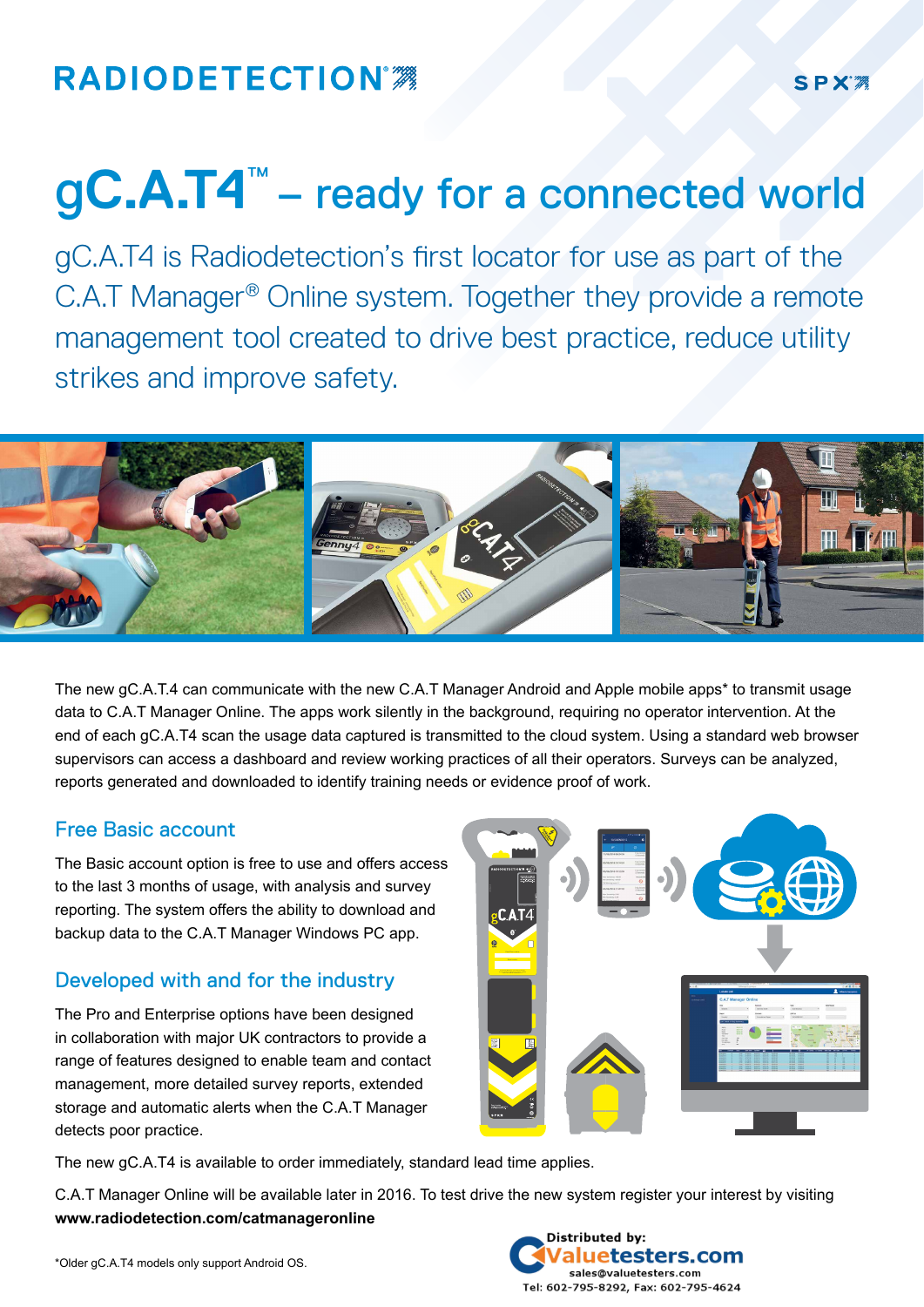RADIODETECTION

SPX

# gC.A.T4™ – ready for a connected world

gC.A.T4 is Radiodetection's first locator for use as part of the C.A.T Manager® Online system. Together they provide a remote management tool created to drive best practice, reduce utility strikes and improve safety.

The new gC.A.T.4 can communicate with the new C.A.T Manager Android and Apple mobile apps* to transmit usage data to C.A.T Manager Online. The apps work silently in the background, requiring no operator intervention. At the end of each gC.A.T4 scan the usage data captured is transmitted to the cloud system. Using a standard web browser supervisors can access a dashboard and review working practices of all their operators. Surveys can be analyzed, reports generated and downloaded to identify training needs or evidence proof of work.

## Free Basic account

The Basic account option is free to use and offers access to the last 3 months of usage, with analysis and survey reporting. The system offers the ability to download and backup data to the C.A.T Manager Windows PC app.

## Developed with and for the industry

The Pro and Enterprise options have been designed in collaboration with major UK contractors to provide a range of features designed to enable team and contact management, more detailed survey reports, extended storage and automatic alerts when the C.A.T Manager detects poor practice.

The new gC.A.T4 is available to order immediately, standard lead time applies.

C.A.T Manager Online will be available later in 2016. To test drive the new system register your interest by visiting **www.radiodetection.com/catmanageronline**

*Older gC.A.T4 models only support Android OS.

Distributed by:
Valuetesters.com
sales@valuetesters.com
Tel: 602-795-8292, Fax: 602-795-4624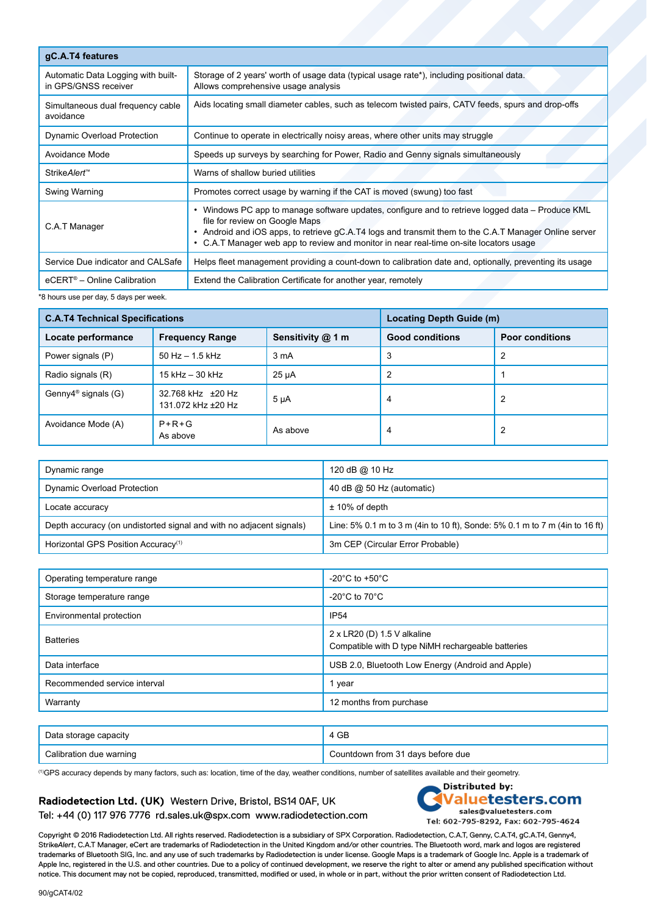| gC.A.T4 features | |
|---|---|
| Automatic Data Logging with built-in GPS/GNSS receiver | Storage of 2 years' worth of usage data (typical usage rate*), including positional data. Allows comprehensive usage analysis |
| Simultaneous dual frequency cable avoidance | Aids locating small diameter cables, such as telecom twisted pairs, CATV feeds, spurs and drop-offs |
| Dynamic Overload Protection | Continue to operate in electrically noisy areas, where other units may struggle |
| Avoidance Mode | Speeds up surveys by searching for Power, Radio and Genny signals simultaneously |
| Strike*Alert*™ | Warns of shallow buried utilities |
| Swing Warning | Promotes correct usage by warning if the CAT is moved (swung) too fast |
| C.A.T Manager | • Windows PC app to manage software updates, configure and to retrieve logged data – Produce KML file for review on Google Maps<br>• Android and iOS apps, to retrieve gC.A.T4 logs and transmit them to the C.A.T Manager Online server<br>• C.A.T Manager web app to review and monitor in near real-time on-site locators usage |
| Service Due indicator and CALSafe | Helps fleet management providing a count-down to calibration date and, optionally, preventing its usage |
| eCERT® – Online Calibration | Extend the Calibration Certificate for another year, remotely |

*8 hours use per day, 5 days per week.

| C.A.T4 Technical Specifications | | | Locating Depth Guide (m) | |
|---|---|---|---|---|
| **Locate performance** | **Frequency Range** | **Sensitivity @ 1 m** | **Good conditions** | **Poor conditions** |
| Power signals (P) | 50 Hz – 1.5 kHz | 3 mA | 3 | 2 |
| Radio signals (R) | 15 kHz – 30 kHz | 25 μA | 2 | 1 |
| Genny4® signals (G) | 32.768 kHz ±20 Hz<br>131.072 kHz ±20 Hz | 5 μA | 4 | 2 |
| Avoidance Mode (A) | P+R+G<br>As above | As above | 4 | 2 |

| | |
|---|---|
| Dynamic range | 120 dB @ 10 Hz |
| Dynamic Overload Protection | 40 dB @ 50 Hz (automatic) |
| Locate accuracy | ± 10% of depth |
| Depth accuracy (on undistorted signal and with no adjacent signals) | Line: 5% 0.1 m to 3 m (4in to 10 ft), Sonde: 5% 0.1 m to 7 m (4in to 16 ft) |
| Horizontal GPS Position Accuracy[(1)] | 3m CEP (Circular Error Probable) |

| | |
|---|---|
| Operating temperature range | -20°C to +50°C |
| Storage temperature range | -20°C to 70°C |
| Environmental protection | IP54 |
| Batteries | 2 x LR20 (D) 1.5 V alkaline<br>Compatible with D type NiMH rechargeable batteries |
| Data interface | USB 2.0, Bluetooth Low Energy (Android and Apple) |
| Recommended service interval | 1 year |
| Warranty | 12 months from purchase |

| | |
|---|---|
| Data storage capacity | 4 GB |
| Calibration due warning | Countdown from 31 days before due |

[(1)]GPS accuracy depends by many factors, such as: location, time of the day, weather conditions, number of satellites available and their geometry.

**Radiodetection Ltd. (UK)** Western Drive, Bristol, BS14 0AF, UK
Tel: +44 (0) 117 976 7776 rd.sales.uk@spx.com www.radiodetection.com

Distributed by:
Valuetesters.com
sales@valuetesters.com
Tel: 602-795-8292, Fax: 602-795-4624

Copyright © 2016 Radiodetection Ltd. All rights reserved. Radiodetection is a subsidiary of SPX Corporation. Radiodetection, C.A.T, Genny, C.A.T4, gC.A.T4, Genny4, Strike*Alert*, C.A.T Manager, eCert are trademarks of Radiodetection in the United Kingdom and/or other countries. The Bluetooth word, mark and logos are registered trademarks of Bluetooth SIG, Inc. and any use of such trademarks by Radiodetection is under license. Google Maps is a trademark of Google Inc. Apple is a trademark of Apple Inc, registered in the U.S. and other countries. Due to a policy of continued development, we reserve the right to alter or amend any published specification without notice. This document may not be copied, reproduced, transmitted, modified or used, in whole or in part, without the prior written consent of Radiodetection Ltd.

90/gCAT4/02